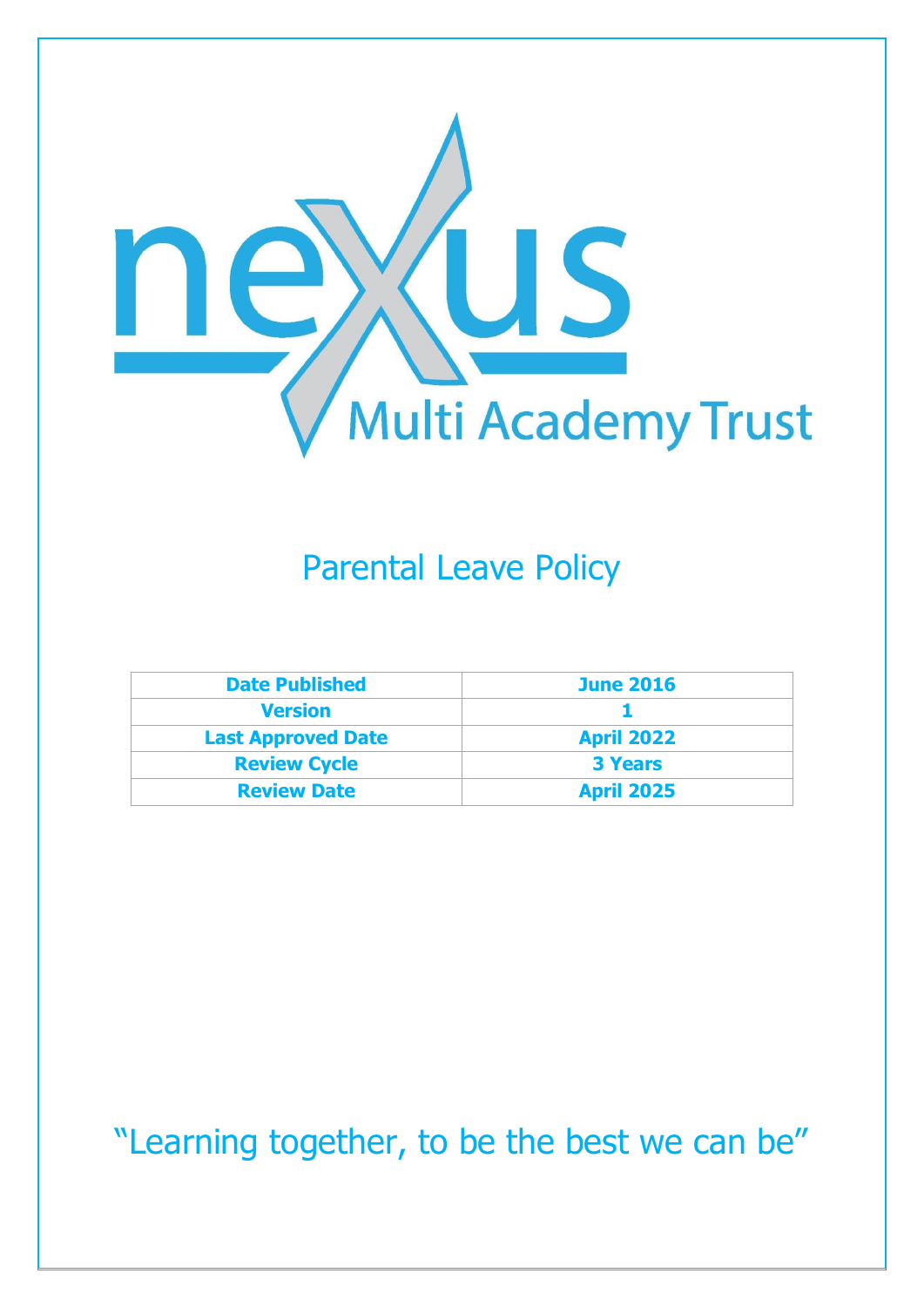nexus Multi Academy Trust

# Parental Leave Policy

| Date Published | June 2016 |
|---|---|
| Version | 1 |
| Last Approved Date | April 2022 |
| Review Cycle | 3 Years |
| Review Date | April 2025 |

"Learning together, to be the best we can be"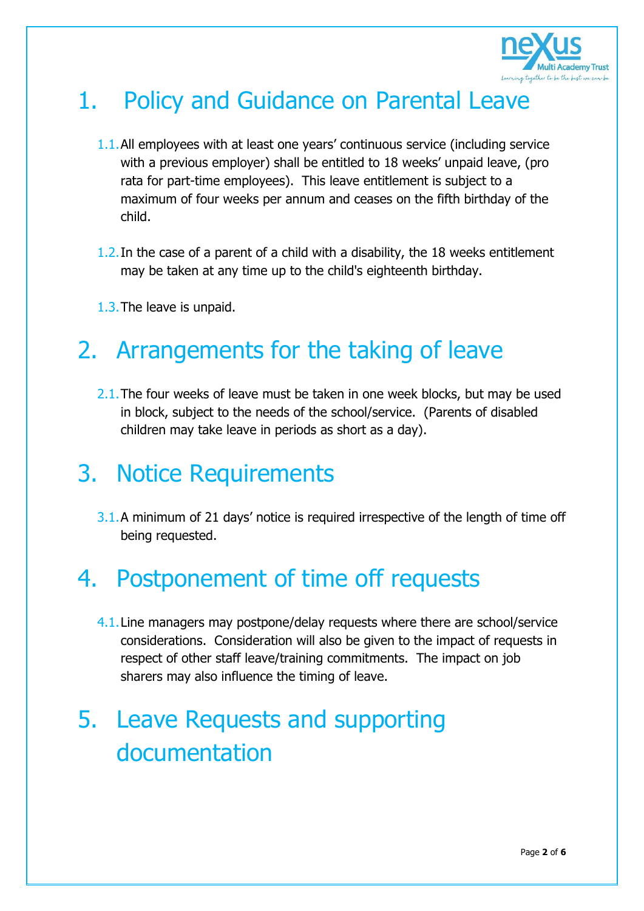# 1. Policy and Guidance on Parental Leave

1.1. All employees with at least one years' continuous service (including service with a previous employer) shall be entitled to 18 weeks' unpaid leave, (pro rata for part-time employees). This leave entitlement is subject to a maximum of four weeks per annum and ceases on the fifth birthday of the child.

1.2. In the case of a parent of a child with a disability, the 18 weeks entitlement may be taken at any time up to the child's eighteenth birthday.

1.3. The leave is unpaid.

# 2. Arrangements for the taking of leave

2.1. The four weeks of leave must be taken in one week blocks, but may be used in block, subject to the needs of the school/service. (Parents of disabled children may take leave in periods as short as a day).

# 3. Notice Requirements

3.1. A minimum of 21 days' notice is required irrespective of the length of time off being requested.

# 4. Postponement of time off requests

4.1. Line managers may postpone/delay requests where there are school/service considerations. Consideration will also be given to the impact of requests in respect of other staff leave/training commitments. The impact on job sharers may also influence the timing of leave.

# 5. Leave Requests and supporting documentation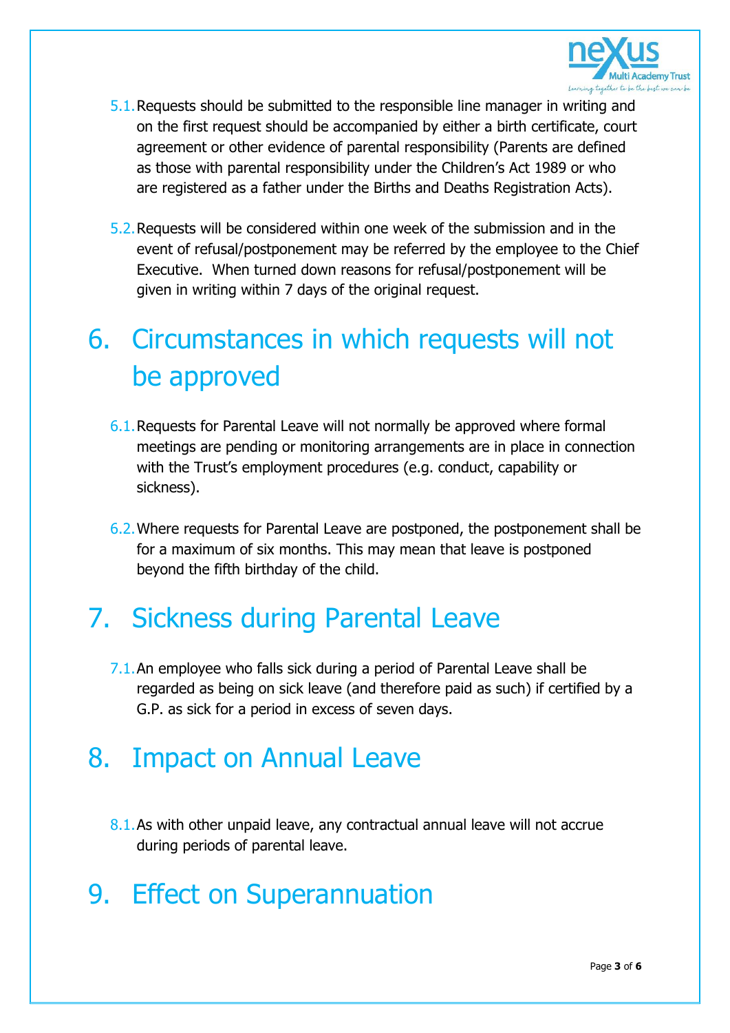5.1. Requests should be submitted to the responsible line manager in writing and on the first request should be accompanied by either a birth certificate, court agreement or other evidence of parental responsibility (Parents are defined as those with parental responsibility under the Children's Act 1989 or who are registered as a father under the Births and Deaths Registration Acts).

5.2. Requests will be considered within one week of the submission and in the event of refusal/postponement may be referred by the employee to the Chief Executive. When turned down reasons for refusal/postponement will be given in writing within 7 days of the original request.

# 6. Circumstances in which requests will not be approved

6.1. Requests for Parental Leave will not normally be approved where formal meetings are pending or monitoring arrangements are in place in connection with the Trust's employment procedures (e.g. conduct, capability or sickness).

6.2. Where requests for Parental Leave are postponed, the postponement shall be for a maximum of six months. This may mean that leave is postponed beyond the fifth birthday of the child.

# 7. Sickness during Parental Leave

7.1. An employee who falls sick during a period of Parental Leave shall be regarded as being on sick leave (and therefore paid as such) if certified by a G.P. as sick for a period in excess of seven days.

# 8. Impact on Annual Leave

8.1. As with other unpaid leave, any contractual annual leave will not accrue during periods of parental leave.

# 9. Effect on Superannuation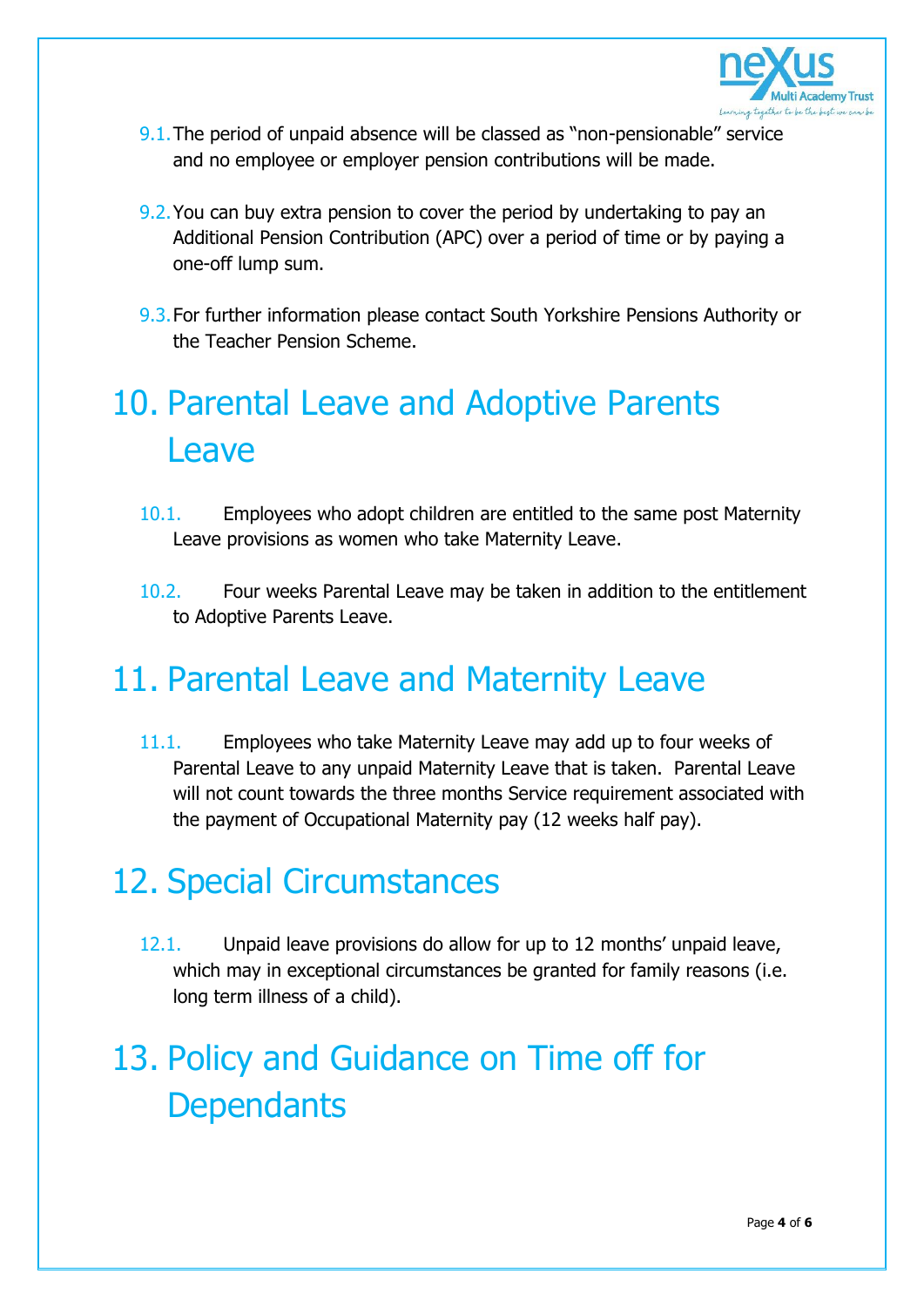9.1. The period of unpaid absence will be classed as "non-pensionable" service and no employee or employer pension contributions will be made.

9.2. You can buy extra pension to cover the period by undertaking to pay an Additional Pension Contribution (APC) over a period of time or by paying a one-off lump sum.

9.3. For further information please contact South Yorkshire Pensions Authority or the Teacher Pension Scheme.

# 10. Parental Leave and Adoptive Parents Leave

10.1. Employees who adopt children are entitled to the same post Maternity Leave provisions as women who take Maternity Leave.

10.2. Four weeks Parental Leave may be taken in addition to the entitlement to Adoptive Parents Leave.

# 11. Parental Leave and Maternity Leave

11.1. Employees who take Maternity Leave may add up to four weeks of Parental Leave to any unpaid Maternity Leave that is taken. Parental Leave will not count towards the three months Service requirement associated with the payment of Occupational Maternity pay (12 weeks half pay).

# 12. Special Circumstances

12.1. Unpaid leave provisions do allow for up to 12 months' unpaid leave, which may in exceptional circumstances be granted for family reasons (i.e. long term illness of a child).

# 13. Policy and Guidance on Time off for Dependants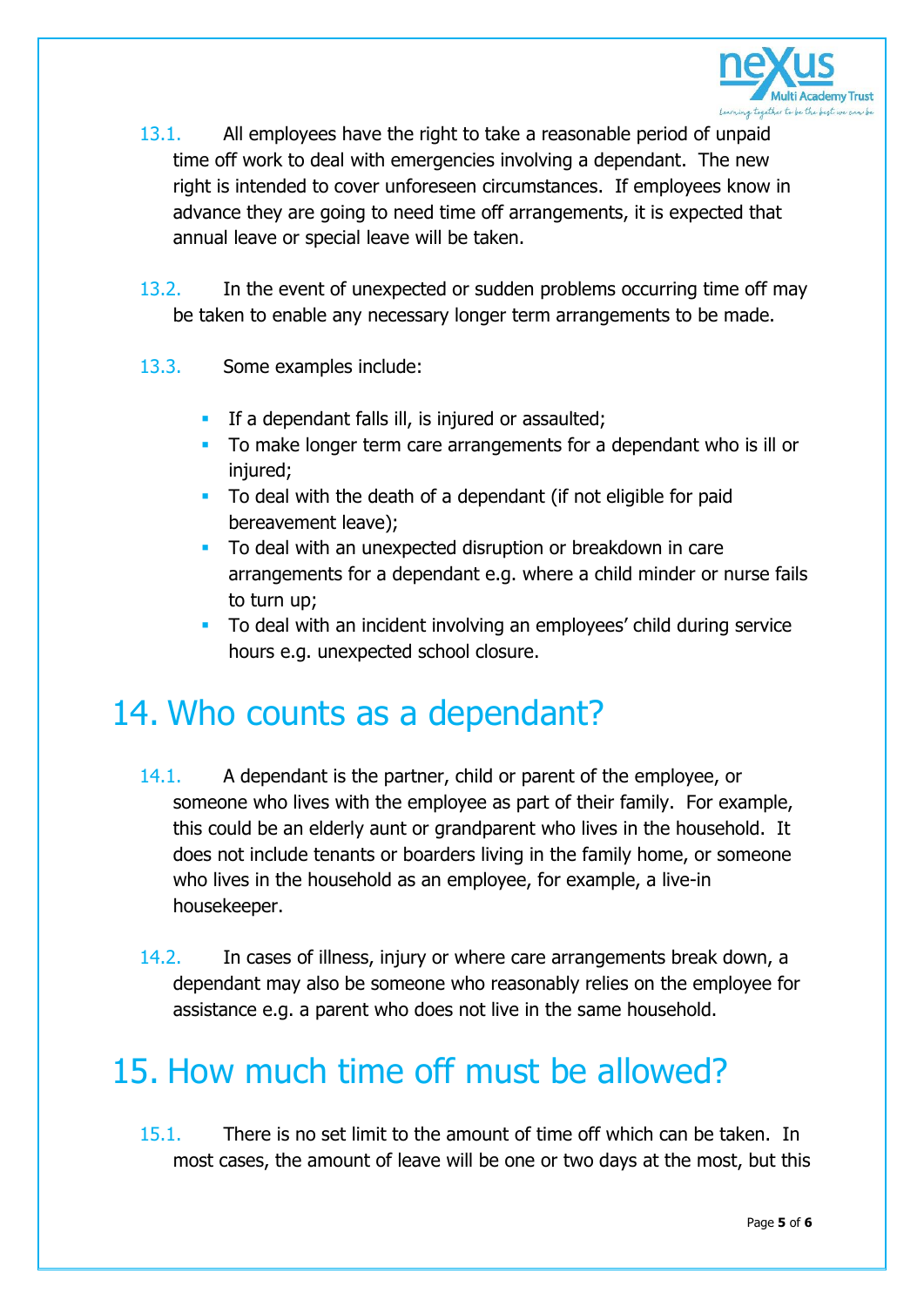13.1. All employees have the right to take a reasonable period of unpaid time off work to deal with emergencies involving a dependant. The new right is intended to cover unforeseen circumstances. If employees know in advance they are going to need time off arrangements, it is expected that annual leave or special leave will be taken.

13.2. In the event of unexpected or sudden problems occurring time off may be taken to enable any necessary longer term arrangements to be made.

13.3. Some examples include:

- If a dependant falls ill, is injured or assaulted;
- To make longer term care arrangements for a dependant who is ill or injured;
- To deal with the death of a dependant (if not eligible for paid bereavement leave);
- To deal with an unexpected disruption or breakdown in care arrangements for a dependant e.g. where a child minder or nurse fails to turn up;
- To deal with an incident involving an employees' child during service hours e.g. unexpected school closure.

# 14. Who counts as a dependant?

14.1. A dependant is the partner, child or parent of the employee, or someone who lives with the employee as part of their family. For example, this could be an elderly aunt or grandparent who lives in the household. It does not include tenants or boarders living in the family home, or someone who lives in the household as an employee, for example, a live-in housekeeper.

14.2. In cases of illness, injury or where care arrangements break down, a dependant may also be someone who reasonably relies on the employee for assistance e.g. a parent who does not live in the same household.

# 15. How much time off must be allowed?

15.1. There is no set limit to the amount of time off which can be taken. In most cases, the amount of leave will be one or two days at the most, but this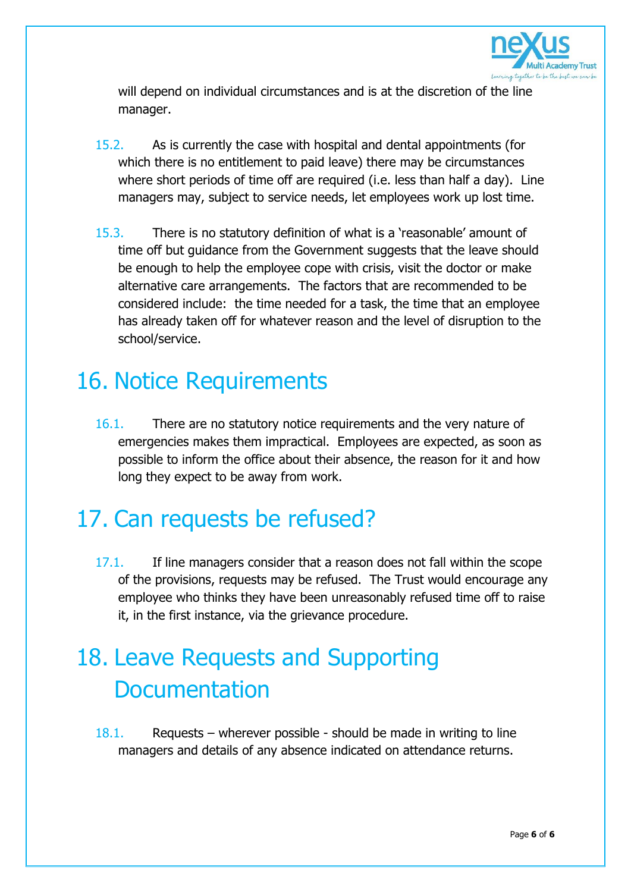will depend on individual circumstances and is at the discretion of the line manager.

15.2. As is currently the case with hospital and dental appointments (for which there is no entitlement to paid leave) there may be circumstances where short periods of time off are required (i.e. less than half a day). Line managers may, subject to service needs, let employees work up lost time.

15.3. There is no statutory definition of what is a 'reasonable' amount of time off but guidance from the Government suggests that the leave should be enough to help the employee cope with crisis, visit the doctor or make alternative care arrangements. The factors that are recommended to be considered include: the time needed for a task, the time that an employee has already taken off for whatever reason and the level of disruption to the school/service.

# 16. Notice Requirements

16.1. There are no statutory notice requirements and the very nature of emergencies makes them impractical. Employees are expected, as soon as possible to inform the office about their absence, the reason for it and how long they expect to be away from work.

# 17. Can requests be refused?

17.1. If line managers consider that a reason does not fall within the scope of the provisions, requests may be refused. The Trust would encourage any employee who thinks they have been unreasonably refused time off to raise it, in the first instance, via the grievance procedure.

# 18. Leave Requests and Supporting Documentation

18.1. Requests – wherever possible - should be made in writing to line managers and details of any absence indicated on attendance returns.